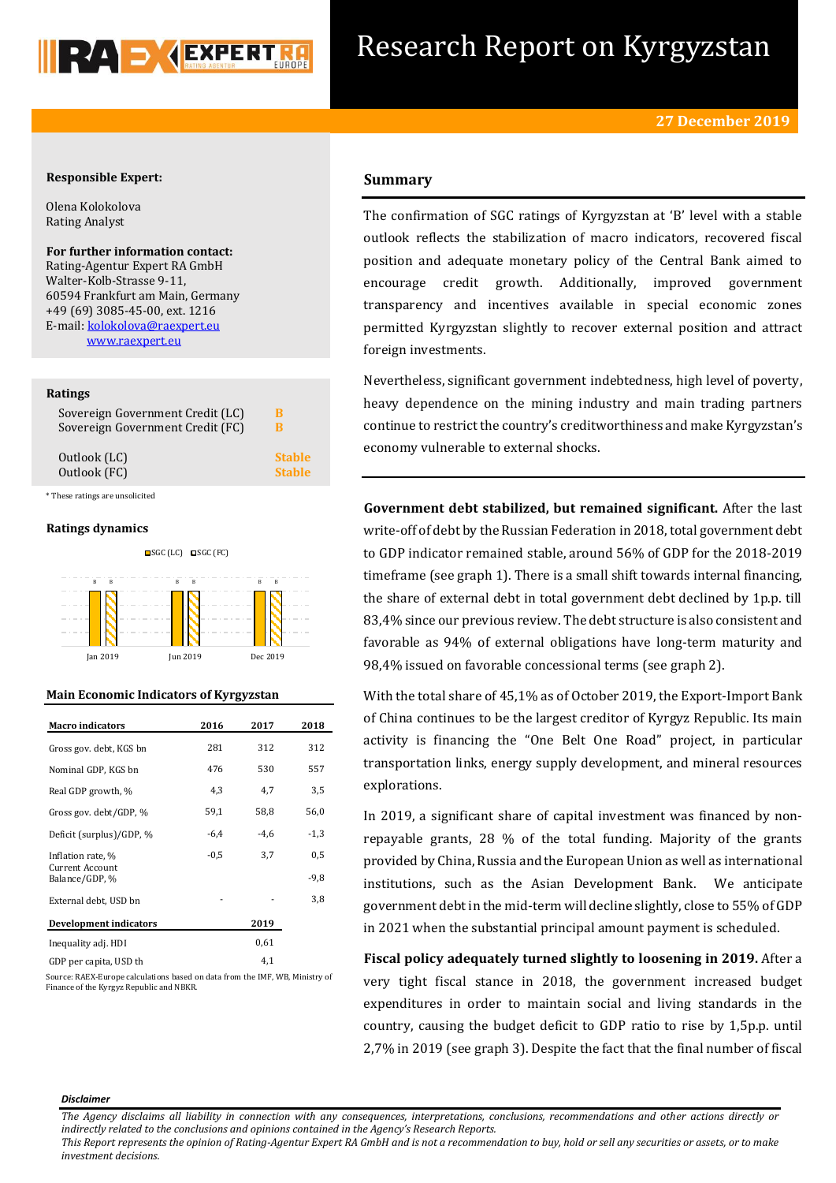# Research Report on Kyrgyzstan

**27 December 2019**

**Responsible Expert:**

Olena Kolokolova
Rating Analyst

**For further information contact:**
Rating-Agentur Expert RA GmbH
Walter-Kolb-Strasse 9-11,
60594 Frankfurt am Main, Germany
+49 (69) 3085-45-00, ext. 1216
E-mail: kolokolova@raexpert.eu
www.raexpert.eu

**Ratings**

| | |
|---|---|
| Sovereign Government Credit (LC) | B |
| Sovereign Government Credit (FC) | B |
| Outlook (LC) | Stable |
| Outlook (FC) | Stable |

\* These ratings are unsolicited

**Ratings dynamics**

| | SGC (LC) | SGC (FC) |
|---|---|---|
| Jan 2019 | B | B |
| Jun 2019 | B | B |
| Dec 2019 | B | B |

**Main Economic Indicators of Kyrgyzstan**

| Macro indicators | 2016 | 2017 | 2018 |
|---|---|---|---|
| Gross gov. debt, KGS bn | 281 | 312 | 312 |
| Nominal GDP, KGS bn | 476 | 530 | 557 |
| Real GDP growth, % | 4,3 | 4,7 | 3,5 |
| Gross gov. debt/GDP, % | 59,1 | 58,8 | 56,0 |
| Deficit (surplus)/GDP, % | -6,4 | -4,6 | -1,3 |
| Inflation rate, % | -0,5 | 3,7 | 0,5 |
| Current Account Balance/GDP, % | | | -9,8 |
| External debt, USD bn | - | - | 3,8 |
| **Development indicators** | | **2019** | |
| Inequality adj. HDI | | 0,61 | |
| GDP per capita, USD th | | 4,1 | |

Source: RAEX-Europe calculations based on data from the IMF, WB, Ministry of Finance of the Kyrgyz Republic and NBKR.

## Summary

The confirmation of SGC ratings of Kyrgyzstan at 'B' level with a stable outlook reflects the stabilization of macro indicators, recovered fiscal position and adequate monetary policy of the Central Bank aimed to encourage credit growth. Additionally, improved government transparency and incentives available in special economic zones permitted Kyrgyzstan slightly to recover external position and attract foreign investments.

Nevertheless, significant government indebtedness, high level of poverty, heavy dependence on the mining industry and main trading partners continue to restrict the country's creditworthiness and make Kyrgyzstan's economy vulnerable to external shocks.

**Government debt stabilized, but remained significant.** After the last write-off of debt by the Russian Federation in 2018, total government debt to GDP indicator remained stable, around 56% of GDP for the 2018-2019 timeframe (see graph 1). There is a small shift towards internal financing, the share of external debt in total government debt declined by 1p.p. till 83,4% since our previous review. The debt structure is also consistent and favorable as 94% of external obligations have long-term maturity and 98,4% issued on favorable concessional terms (see graph 2).

With the total share of 45,1% as of October 2019, the Export-Import Bank of China continues to be the largest creditor of Kyrgyz Republic. Its main activity is financing the "One Belt One Road" project, in particular transportation links, energy supply development, and mineral resources explorations.

In 2019, a significant share of capital investment was financed by non-repayable grants, 28 % of the total funding. Majority of the grants provided by China, Russia and the European Union as well as international institutions, such as the Asian Development Bank. We anticipate government debt in the mid-term will decline slightly, close to 55% of GDP in 2021 when the substantial principal amount payment is scheduled.

**Fiscal policy adequately turned slightly to loosening in 2019.** After a very tight fiscal stance in 2018, the government increased budget expenditures in order to maintain social and living standards in the country, causing the budget deficit to GDP ratio to rise by 1,5p.p. until 2,7% in 2019 (see graph 3). Despite the fact that the final number of fiscal

***Disclaimer***

*The Agency disclaims all liability in connection with any consequences, interpretations, conclusions, recommendations and other actions directly or indirectly related to the conclusions and opinions contained in the Agency's Research Reports.*
*This Report represents the opinion of Rating-Agentur Expert RA GmbH and is not a recommendation to buy, hold or sell any securities or assets, or to make investment decisions.*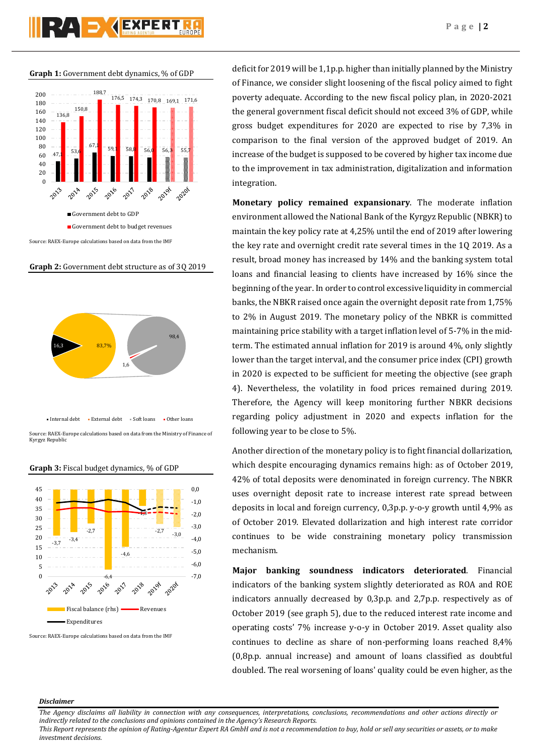**Graph 1:** Government debt dynamics, % of GDP

Source: RAEX-Europe calculations based on data from the IMF

**Graph 2:** Government debt structure as of 3Q 2019

Source: RAEX-Europe calculations based on data from the Ministry of Finance of Kyrgyz Republic

**Graph 3:** Fiscal budget dynamics, % of GDP

Source: RAEX-Europe calculations based on data from the IMF

deficit for 2019 will be 1,1p.p. higher than initially planned by the Ministry of Finance, we consider slight loosening of the fiscal policy aimed to fight poverty adequate. According to the new fiscal policy plan, in 2020-2021 the general government fiscal deficit should not exceed 3% of GDP, while gross budget expenditures for 2020 are expected to rise by 7,3% in comparison to the final version of the approved budget of 2019. An increase of the budget is supposed to be covered by higher tax income due to the improvement in tax administration, digitalization and information integration.

**Monetary policy remained expansionary**. The moderate inflation environment allowed the National Bank of the Kyrgyz Republic (NBKR) to maintain the key policy rate at 4,25% until the end of 2019 after lowering the key rate and overnight credit rate several times in the 1Q 2019. As a result, broad money has increased by 14% and the banking system total loans and financial leasing to clients have increased by 16% since the beginning of the year. In order to control excessive liquidity in commercial banks, the NBKR raised once again the overnight deposit rate from 1,75% to 2% in August 2019. The monetary policy of the NBKR is committed maintaining price stability with a target inflation level of 5-7% in the mid-term. The estimated annual inflation for 2019 is around 4%, only slightly lower than the target interval, and the consumer price index (CPI) growth in 2020 is expected to be sufficient for meeting the objective (see graph 4). Nevertheless, the volatility in food prices remained during 2019. Therefore, the Agency will keep monitoring further NBKR decisions regarding policy adjustment in 2020 and expects inflation for the following year to be close to 5%.

Another direction of the monetary policy is to fight financial dollarization, which despite encouraging dynamics remains high: as of October 2019, 42% of total deposits were denominated in foreign currency. The NBKR uses overnight deposit rate to increase interest rate spread between deposits in local and foreign currency, 0,3p.p. y-o-y growth until 4,9% as of October 2019. Elevated dollarization and high interest rate corridor continues to be wide constraining monetary policy transmission mechanism.

**Major banking soundness indicators deteriorated**. Financial indicators of the banking system slightly deteriorated as ROA and ROE indicators annually decreased by 0,3p.p. and 2,7p.p. respectively as of October 2019 (see graph 5), due to the reduced interest rate income and operating costs' 7% increase y-o-y in October 2019. Asset quality also continues to decline as share of non-performing loans reached 8,4% (0,8p.p. annual increase) and amount of loans classified as doubtful doubled. The real worsening of loans' quality could be even higher, as the

***Disclaimer***

*The Agency disclaims all liability in connection with any consequences, interpretations, conclusions, recommendations and other actions directly or indirectly related to the conclusions and opinions contained in the Agency's Research Reports.*
*This Report represents the opinion of Rating-Agentur Expert RA GmbH and is not a recommendation to buy, hold or sell any securities or assets, or to make investment decisions.*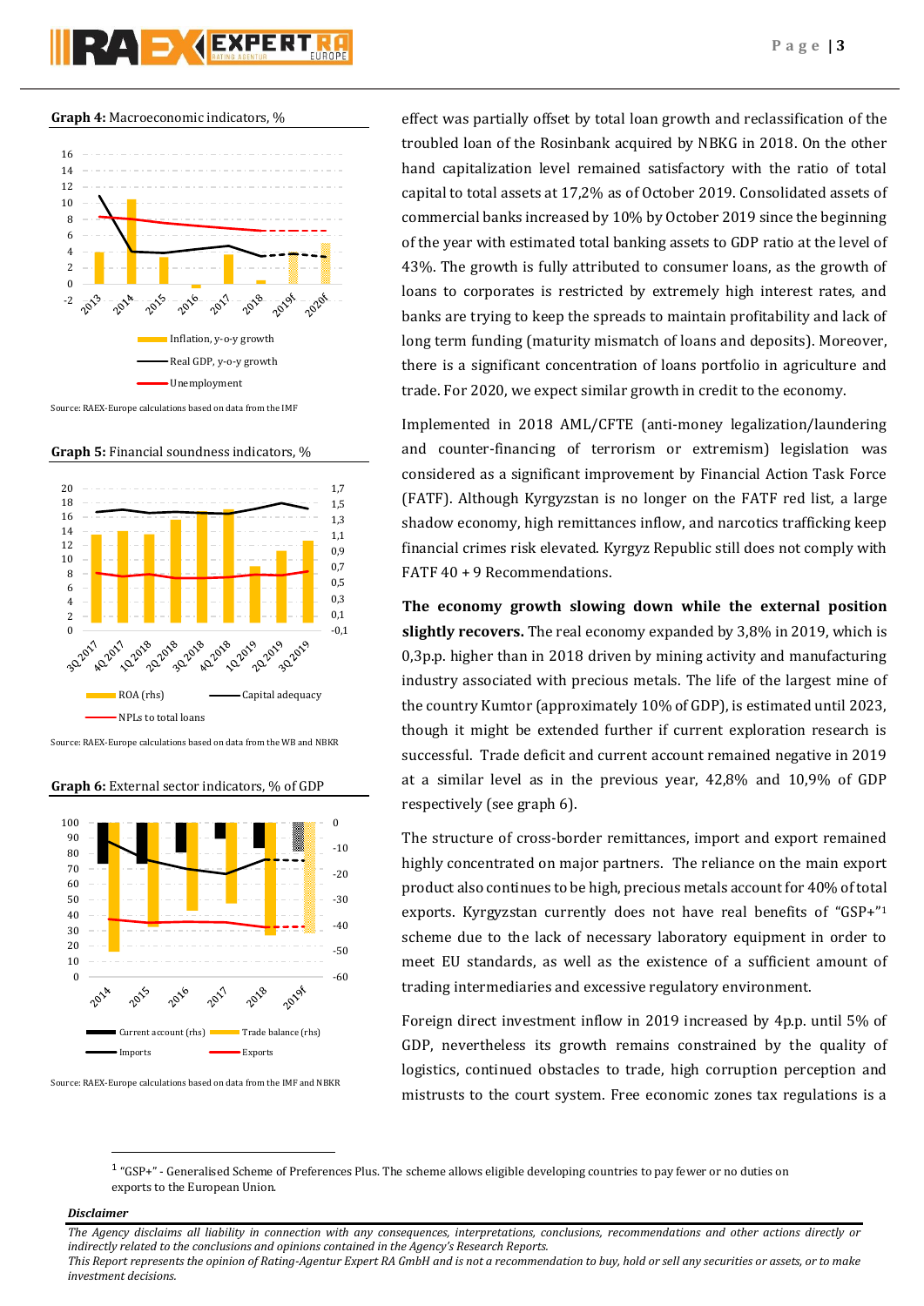**Graph 4:** Macroeconomic indicators, %

Source: RAEX-Europe calculations based on data from the IMF

**Graph 5:** Financial soundness indicators, %

Source: RAEX-Europe calculations based on data from the WB and NBKR

**Graph 6:** External sector indicators, % of GDP

Source: RAEX-Europe calculations based on data from the IMF and NBKR

effect was partially offset by total loan growth and reclassification of the troubled loan of the Rosinbank acquired by NBKG in 2018. On the other hand capitalization level remained satisfactory with the ratio of total capital to total assets at 17,2% as of October 2019. Consolidated assets of commercial banks increased by 10% by October 2019 since the beginning of the year with estimated total banking assets to GDP ratio at the level of 43%. The growth is fully attributed to consumer loans, as the growth of loans to corporates is restricted by extremely high interest rates, and banks are trying to keep the spreads to maintain profitability and lack of long term funding (maturity mismatch of loans and deposits). Moreover, there is a significant concentration of loans portfolio in agriculture and trade. For 2020, we expect similar growth in credit to the economy.

Implemented in 2018 AML/CFTE (anti-money legalization/laundering and counter-financing of terrorism or extremism) legislation was considered as a significant improvement by Financial Action Task Force (FATF). Although Kyrgyzstan is no longer on the FATF red list, a large shadow economy, high remittances inflow, and narcotics trafficking keep financial crimes risk elevated. Kyrgyz Republic still does not comply with FATF 40 + 9 Recommendations.

**The economy growth slowing down while the external position slightly recovers.** The real economy expanded by 3,8% in 2019, which is 0,3p.p. higher than in 2018 driven by mining activity and manufacturing industry associated with precious metals. The life of the largest mine of the country Kumtor (approximately 10% of GDP), is estimated until 2023, though it might be extended further if current exploration research is successful. Trade deficit and current account remained negative in 2019 at a similar level as in the previous year, 42,8% and 10,9% of GDP respectively (see graph 6).

The structure of cross-border remittances, import and export remained highly concentrated on major partners. The reliance on the main export product also continues to be high, precious metals account for 40% of total exports. Kyrgyzstan currently does not have real benefits of "GSP+"[1] scheme due to the lack of necessary laboratory equipment in order to meet EU standards, as well as the existence of a sufficient amount of trading intermediaries and excessive regulatory environment.

Foreign direct investment inflow in 2019 increased by 4p.p. until 5% of GDP, nevertheless its growth remains constrained by the quality of logistics, continued obstacles to trade, high corruption perception and mistrusts to the court system. Free economic zones tax regulations is a

---

[1] "GSP+" - Generalised Scheme of Preferences Plus. The scheme allows eligible developing countries to pay fewer or no duties on exports to the European Union.

***Disclaimer***

*The Agency disclaims all liability in connection with any consequences, interpretations, conclusions, recommendations and other actions directly or indirectly related to the conclusions and opinions contained in the Agency's Research Reports.*
*This Report represents the opinion of Rating-Agentur Expert RA GmbH and is not a recommendation to buy, hold or sell any securities or assets, or to make investment decisions.*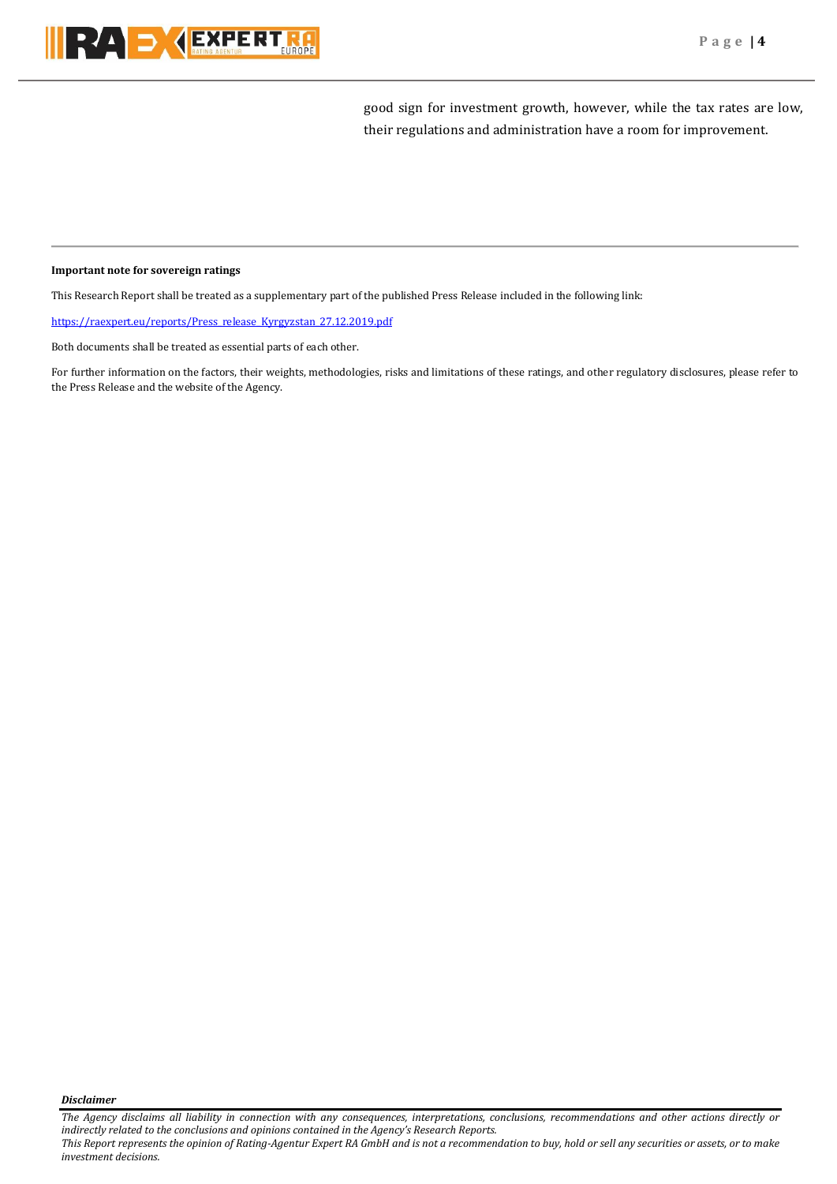good sign for investment growth, however, while the tax rates are low, their regulations and administration have a room for improvement.

---

**Important note for sovereign ratings**

This Research Report shall be treated as a supplementary part of the published Press Release included in the following link:

https://raexpert.eu/reports/Press_release_Kyrgyzstan_27.12.2019.pdf

Both documents shall be treated as essential parts of each other.

For further information on the factors, their weights, methodologies, risks and limitations of these ratings, and other regulatory disclosures, please refer to the Press Release and the website of the Agency.

***Disclaimer***

*The Agency disclaims all liability in connection with any consequences, interpretations, conclusions, recommendations and other actions directly or indirectly related to the conclusions and opinions contained in the Agency's Research Reports.*

*This Report represents the opinion of Rating-Agentur Expert RA GmbH and is not a recommendation to buy, hold or sell any securities or assets, or to make investment decisions.*